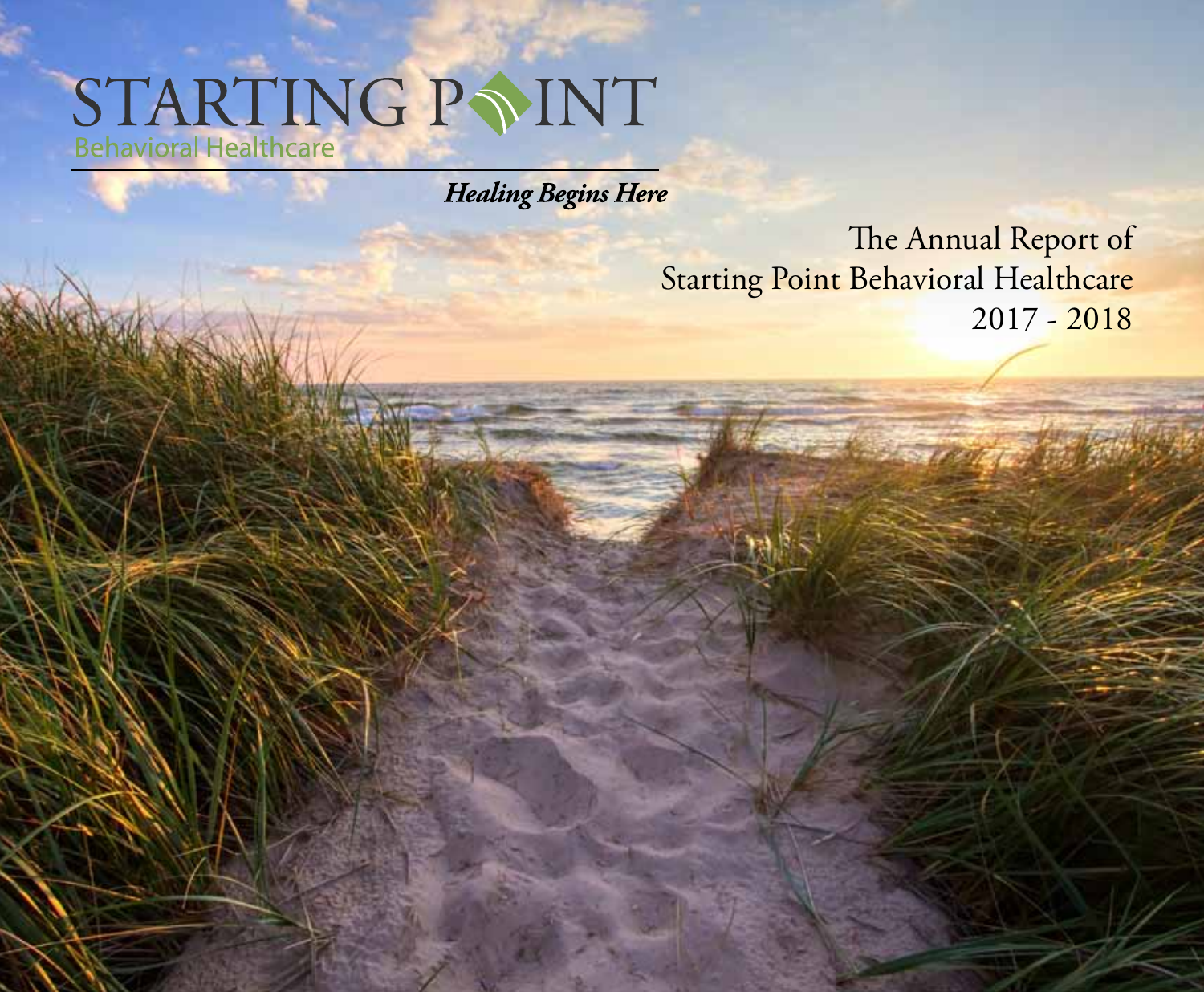# STARTING POINT

Behavioral Healthcare

*Healing Begins Here*

The Annual Report of
Starting Point Behavioral Healthcare
2017 - 2018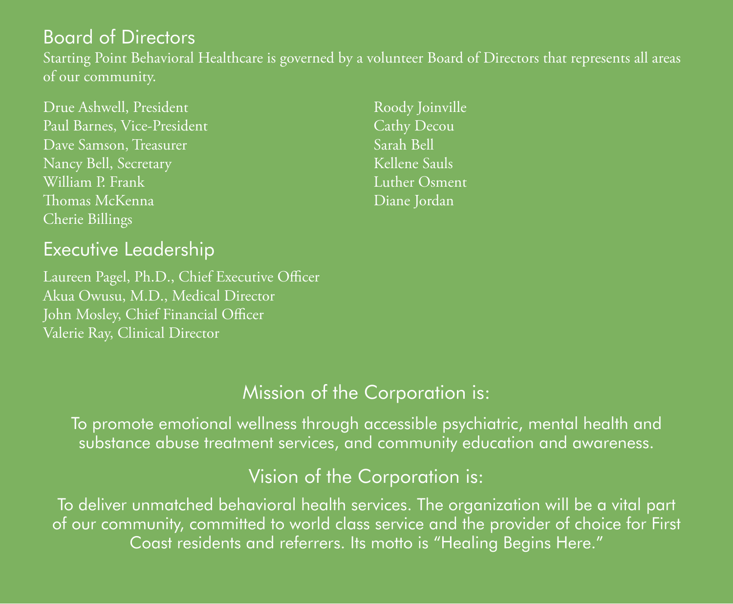## Board of Directors

Starting Point Behavioral Healthcare is governed by a volunteer Board of Directors that represents all areas of our community.

Drue Ashwell, President
Paul Barnes, Vice-President
Dave Samson, Treasurer
Nancy Bell, Secretary
William P. Frank
Thomas McKenna
Cherie Billings
Roody Joinville
Cathy Decou
Sarah Bell
Kellene Sauls
Luther Osment
Diane Jordan

## Executive Leadership

Laureen Pagel, Ph.D., Chief Executive Officer
Akua Owusu, M.D., Medical Director
John Mosley, Chief Financial Officer
Valerie Ray, Clinical Director

## Mission of the Corporation is:

To promote emotional wellness through accessible psychiatric, mental health and substance abuse treatment services, and community education and awareness.

## Vision of the Corporation is:

To deliver unmatched behavioral health services. The organization will be a vital part of our community, committed to world class service and the provider of choice for First Coast residents and referrers. Its motto is "Healing Begins Here."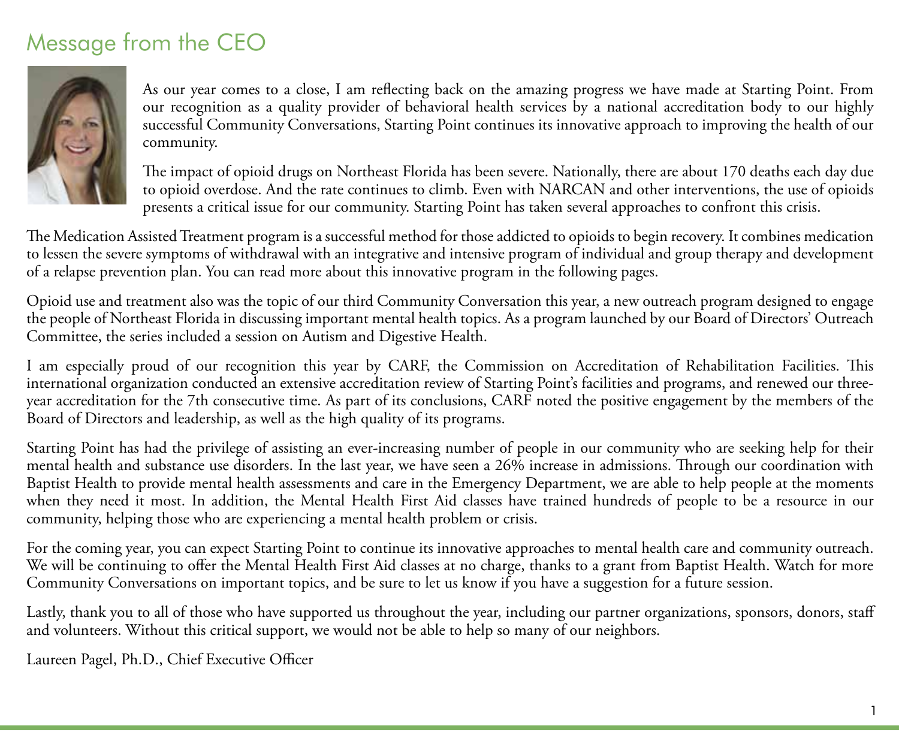# Message from the CEO

As our year comes to a close, I am reflecting back on the amazing progress we have made at Starting Point. From our recognition as a quality provider of behavioral health services by a national accreditation body to our highly successful Community Conversations, Starting Point continues its innovative approach to improving the health of our community.

The impact of opioid drugs on Northeast Florida has been severe. Nationally, there are about 170 deaths each day due to opioid overdose. And the rate continues to climb. Even with NARCAN and other interventions, the use of opioids presents a critical issue for our community. Starting Point has taken several approaches to confront this crisis.

The Medication Assisted Treatment program is a successful method for those addicted to opioids to begin recovery. It combines medication to lessen the severe symptoms of withdrawal with an integrative and intensive program of individual and group therapy and development of a relapse prevention plan. You can read more about this innovative program in the following pages.

Opioid use and treatment also was the topic of our third Community Conversation this year, a new outreach program designed to engage the people of Northeast Florida in discussing important mental health topics. As a program launched by our Board of Directors' Outreach Committee, the series included a session on Autism and Digestive Health.

I am especially proud of our recognition this year by CARF, the Commission on Accreditation of Rehabilitation Facilities. This international organization conducted an extensive accreditation review of Starting Point's facilities and programs, and renewed our three-year accreditation for the 7th consecutive time. As part of its conclusions, CARF noted the positive engagement by the members of the Board of Directors and leadership, as well as the high quality of its programs.

Starting Point has had the privilege of assisting an ever-increasing number of people in our community who are seeking help for their mental health and substance use disorders. In the last year, we have seen a 26% increase in admissions. Through our coordination with Baptist Health to provide mental health assessments and care in the Emergency Department, we are able to help people at the moments when they need it most. In addition, the Mental Health First Aid classes have trained hundreds of people to be a resource in our community, helping those who are experiencing a mental health problem or crisis.

For the coming year, you can expect Starting Point to continue its innovative approaches to mental health care and community outreach. We will be continuing to offer the Mental Health First Aid classes at no charge, thanks to a grant from Baptist Health. Watch for more Community Conversations on important topics, and be sure to let us know if you have a suggestion for a future session.

Lastly, thank you to all of those who have supported us throughout the year, including our partner organizations, sponsors, donors, staff and volunteers. Without this critical support, we would not be able to help so many of our neighbors.

Laureen Pagel, Ph.D., Chief Executive Officer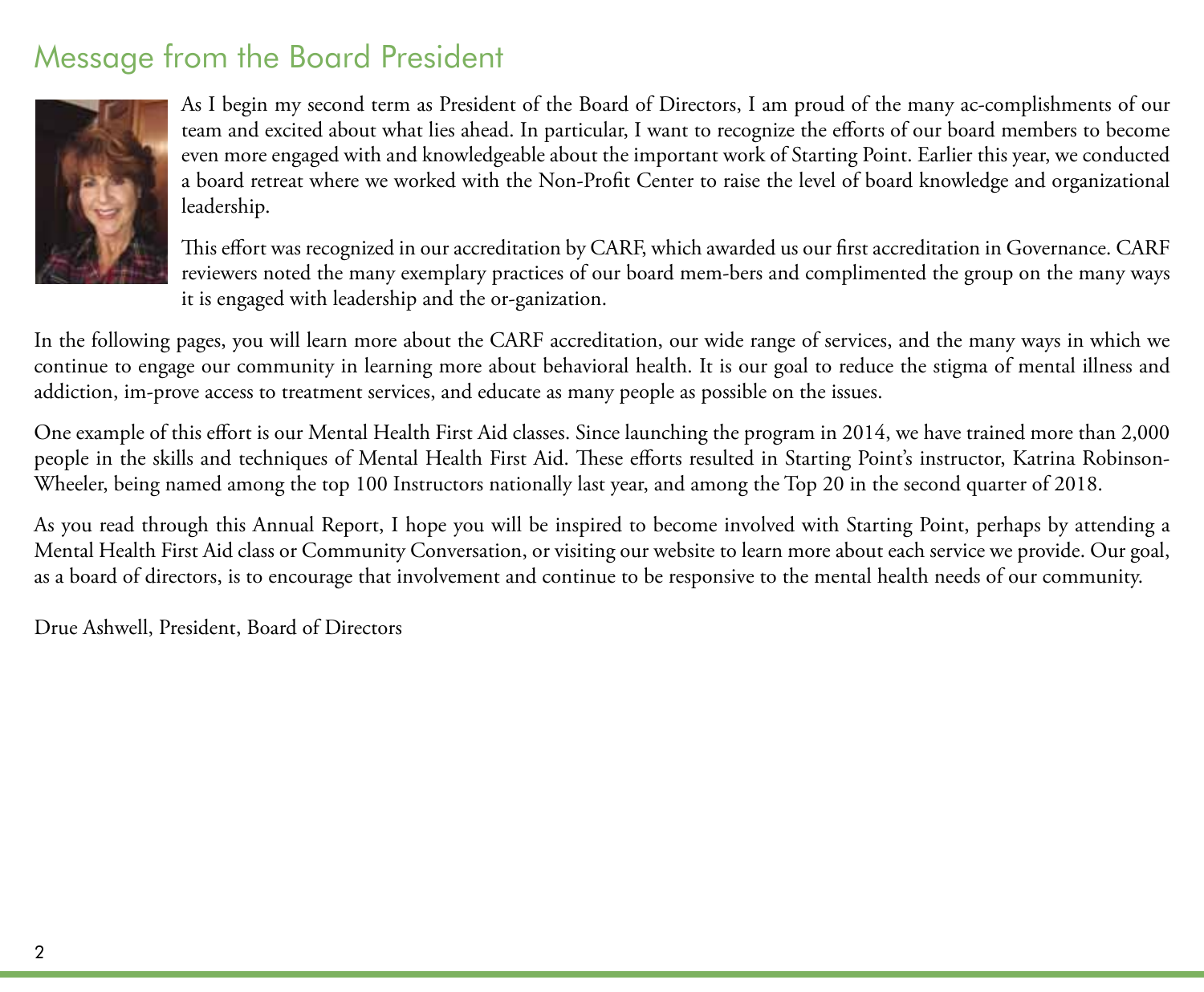# Message from the Board President

As I begin my second term as President of the Board of Directors, I am proud of the many ac-complishments of our team and excited about what lies ahead. In particular, I want to recognize the efforts of our board members to become even more engaged with and knowledgeable about the important work of Starting Point. Earlier this year, we conducted a board retreat where we worked with the Non-Profit Center to raise the level of board knowledge and organizational leadership.

This effort was recognized in our accreditation by CARF, which awarded us our first accreditation in Governance. CARF reviewers noted the many exemplary practices of our board mem-bers and complimented the group on the many ways it is engaged with leadership and the or-ganization.

In the following pages, you will learn more about the CARF accreditation, our wide range of services, and the many ways in which we continue to engage our community in learning more about behavioral health. It is our goal to reduce the stigma of mental illness and addiction, im-prove access to treatment services, and educate as many people as possible on the issues.

One example of this effort is our Mental Health First Aid classes. Since launching the program in 2014, we have trained more than 2,000 people in the skills and techniques of Mental Health First Aid. These efforts resulted in Starting Point's instructor, Katrina Robinson-Wheeler, being named among the top 100 Instructors nationally last year, and among the Top 20 in the second quarter of 2018.

As you read through this Annual Report, I hope you will be inspired to become involved with Starting Point, perhaps by attending a Mental Health First Aid class or Community Conversation, or visiting our website to learn more about each service we provide. Our goal, as a board of directors, is to encourage that involvement and continue to be responsive to the mental health needs of our community.

Drue Ashwell, President, Board of Directors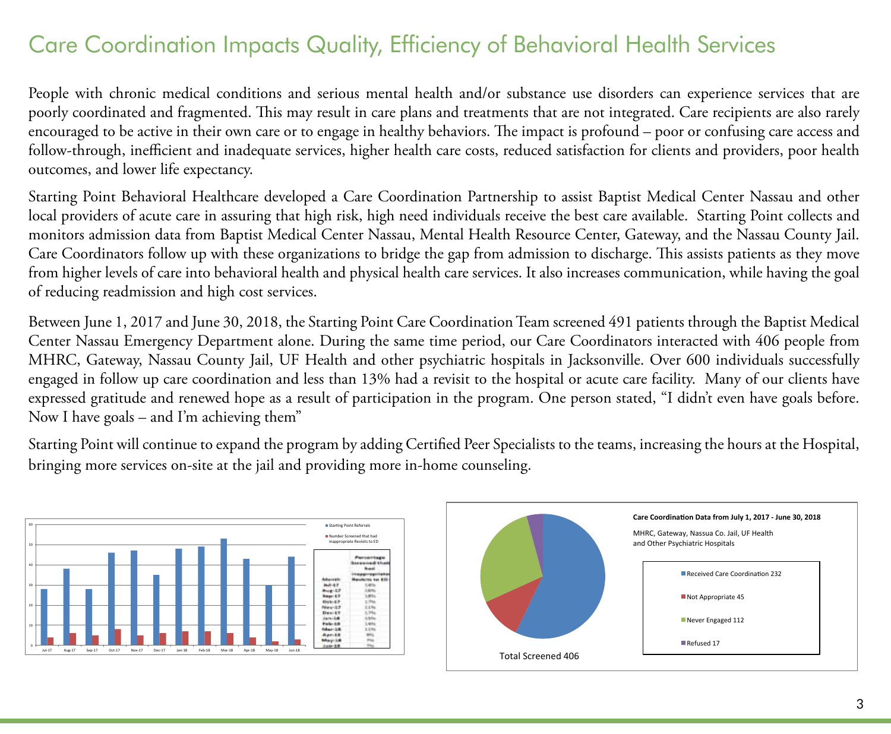# Care Coordination Impacts Quality, Efficiency of Behavioral Health Services

People with chronic medical conditions and serious mental health and/or substance use disorders can experience services that are poorly coordinated and fragmented. This may result in care plans and treatments that are not integrated. Care recipients are also rarely encouraged to be active in their own care or to engage in healthy behaviors. The impact is profound – poor or confusing care access and follow-through, inefficient and inadequate services, higher health care costs, reduced satisfaction for clients and providers, poor health outcomes, and lower life expectancy.

Starting Point Behavioral Healthcare developed a Care Coordination Partnership to assist Baptist Medical Center Nassau and other local providers of acute care in assuring that high risk, high need individuals receive the best care available. Starting Point collects and monitors admission data from Baptist Medical Center Nassau, Mental Health Resource Center, Gateway, and the Nassau County Jail. Care Coordinators follow up with these organizations to bridge the gap from admission to discharge. This assists patients as they move from higher levels of care into behavioral health and physical health care services. It also increases communication, while having the goal of reducing readmission and high cost services.

Between June 1, 2017 and June 30, 2018, the Starting Point Care Coordination Team screened 491 patients through the Baptist Medical Center Nassau Emergency Department alone. During the same time period, our Care Coordinators interacted with 406 people from MHRC, Gateway, Nassau County Jail, UF Health and other psychiatric hospitals in Jacksonville. Over 600 individuals successfully engaged in follow up care coordination and less than 13% had a revisit to the hospital or acute care facility. Many of our clients have expressed gratitude and renewed hope as a result of participation in the program. One person stated, "I didn't even have goals before. Now I have goals – and I'm achieving them"

Starting Point will continue to expand the program by adding Certified Peer Specialists to the teams, increasing the hours at the Hospital, bringing more services on-site at the jail and providing more in-home counseling.

**Care Coordination Data from July 1, 2017 - June 30, 2018**

MHRC, Gateway, Nassua Co. Jail, UF Health and Other Psychiatric Hospitals

- Received Care Coordination 232
- Not Appropriate 45
- Never Engaged 112
- Refused 17

Total Screened 406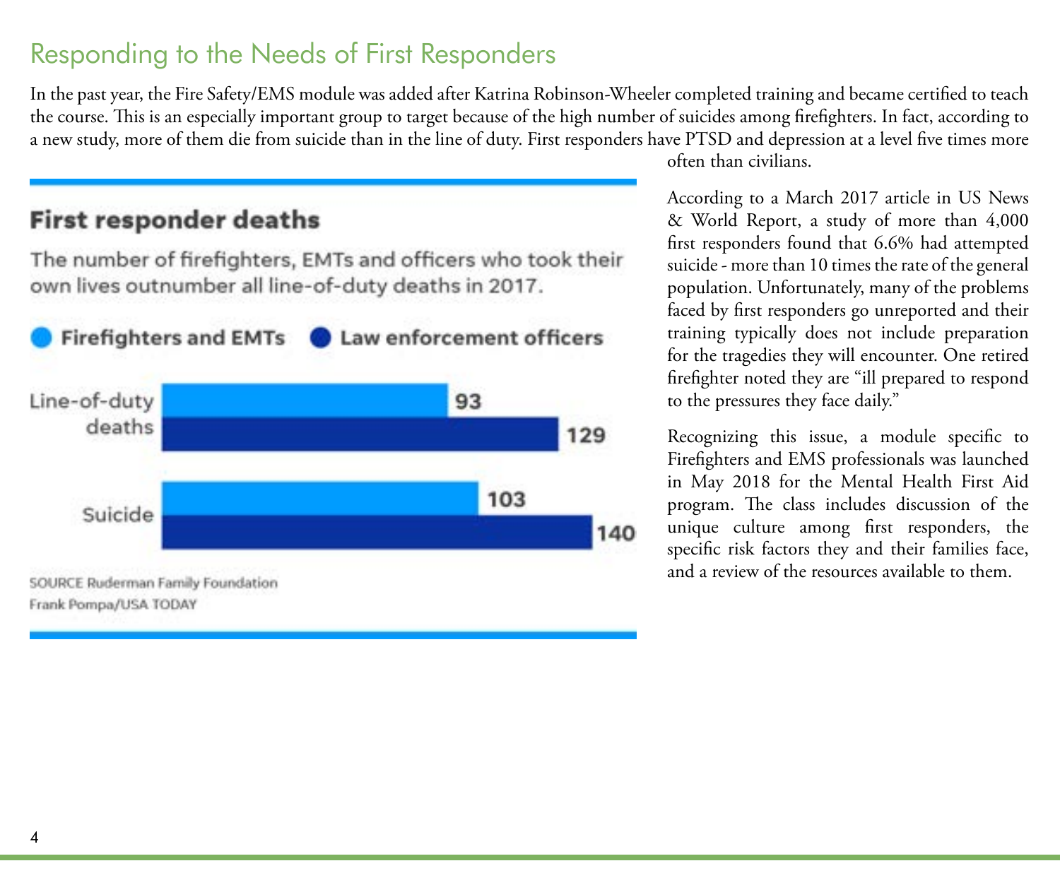# Responding to the Needs of First Responders

In the past year, the Fire Safety/EMS module was added after Katrina Robinson-Wheeler completed training and became certified to teach the course. This is an especially important group to target because of the high number of suicides among firefighters. In fact, according to a new study, more of them die from suicide than in the line of duty. First responders have PTSD and depression at a level five times more often than civilians.

## First responder deaths

The number of firefighters, EMTs and officers who took their own lives outnumber all line-of-duty deaths in 2017.

| | Firefighters and EMTs | Law enforcement officers |
|---|---|---|
| Line-of-duty deaths | 93 | 129 |
| Suicide | 103 | 140 |

SOURCE Ruderman Family Foundation
Frank Pompa/USA TODAY

According to a March 2017 article in US News & World Report, a study of more than 4,000 first responders found that 6.6% had attempted suicide - more than 10 times the rate of the general population. Unfortunately, many of the problems faced by first responders go unreported and their training typically does not include preparation for the tragedies they will encounter. One retired firefighter noted they are "ill prepared to respond to the pressures they face daily."

Recognizing this issue, a module specific to Firefighters and EMS professionals was launched in May 2018 for the Mental Health First Aid program. The class includes discussion of the unique culture among first responders, the specific risk factors they and their families face, and a review of the resources available to them.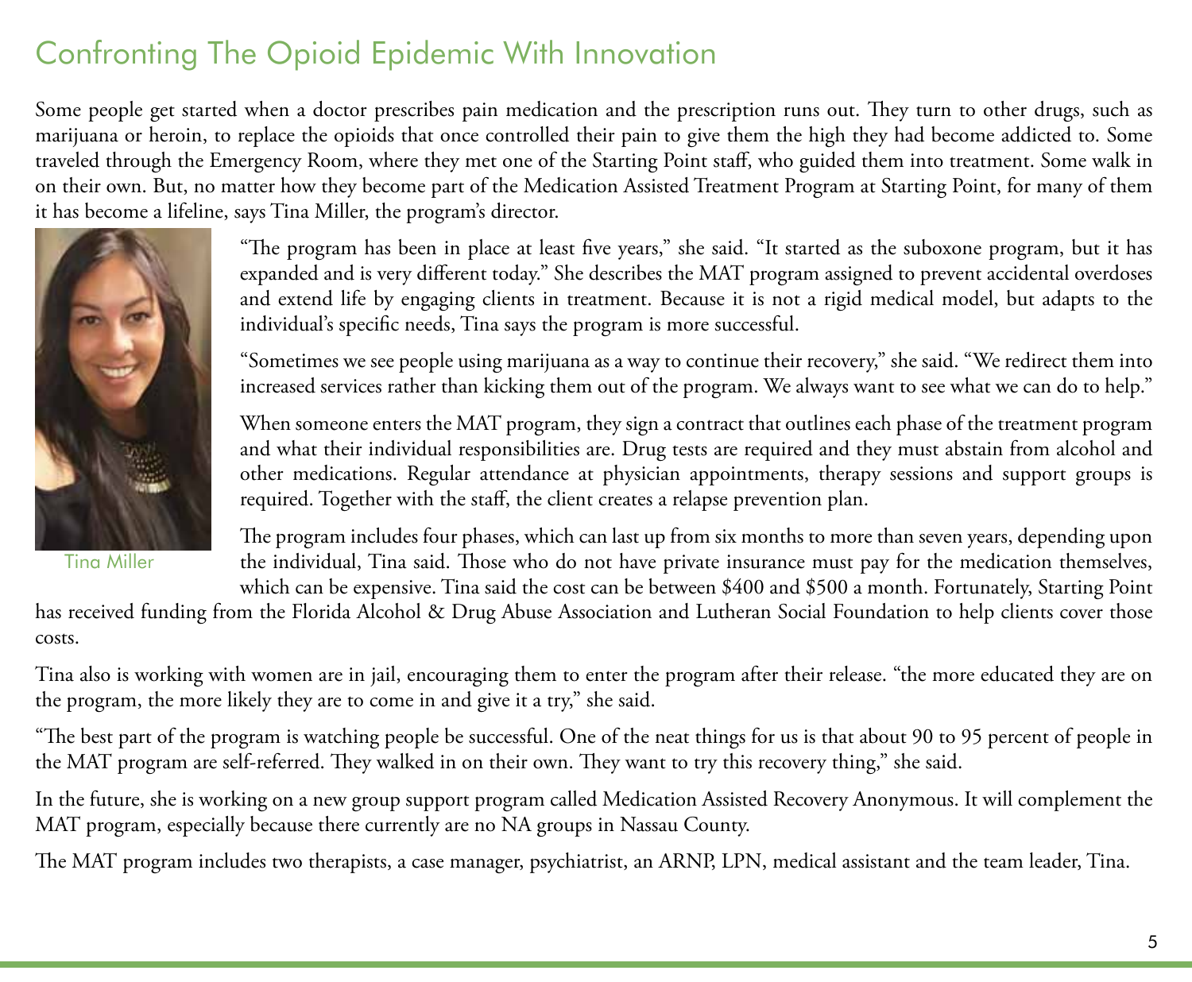# Confronting The Opioid Epidemic With Innovation

Some people get started when a doctor prescribes pain medication and the prescription runs out. They turn to other drugs, such as marijuana or heroin, to replace the opioids that once controlled their pain to give them the high they had become addicted to. Some traveled through the Emergency Room, where they met one of the Starting Point staff, who guided them into treatment. Some walk in on their own. But, no matter how they become part of the Medication Assisted Treatment Program at Starting Point, for many of them it has become a lifeline, says Tina Miller, the program's director.

Tina Miller

"The program has been in place at least five years," she said. "It started as the suboxone program, but it has expanded and is very different today." She describes the MAT program assigned to prevent accidental overdoses and extend life by engaging clients in treatment. Because it is not a rigid medical model, but adapts to the individual's specific needs, Tina says the program is more successful.

"Sometimes we see people using marijuana as a way to continue their recovery," she said. "We redirect them into increased services rather than kicking them out of the program. We always want to see what we can do to help."

When someone enters the MAT program, they sign a contract that outlines each phase of the treatment program and what their individual responsibilities are. Drug tests are required and they must abstain from alcohol and other medications. Regular attendance at physician appointments, therapy sessions and support groups is required. Together with the staff, the client creates a relapse prevention plan.

The program includes four phases, which can last up from six months to more than seven years, depending upon the individual, Tina said. Those who do not have private insurance must pay for the medication themselves, which can be expensive. Tina said the cost can be between $400 and $500 a month. Fortunately, Starting Point has received funding from the Florida Alcohol & Drug Abuse Association and Lutheran Social Foundation to help clients cover those costs.

Tina also is working with women are in jail, encouraging them to enter the program after their release. "the more educated they are on the program, the more likely they are to come in and give it a try," she said.

"The best part of the program is watching people be successful. One of the neat things for us is that about 90 to 95 percent of people in the MAT program are self-referred. They walked in on their own. They want to try this recovery thing," she said.

In the future, she is working on a new group support program called Medication Assisted Recovery Anonymous. It will complement the MAT program, especially because there currently are no NA groups in Nassau County.

The MAT program includes two therapists, a case manager, psychiatrist, an ARNP, LPN, medical assistant and the team leader, Tina.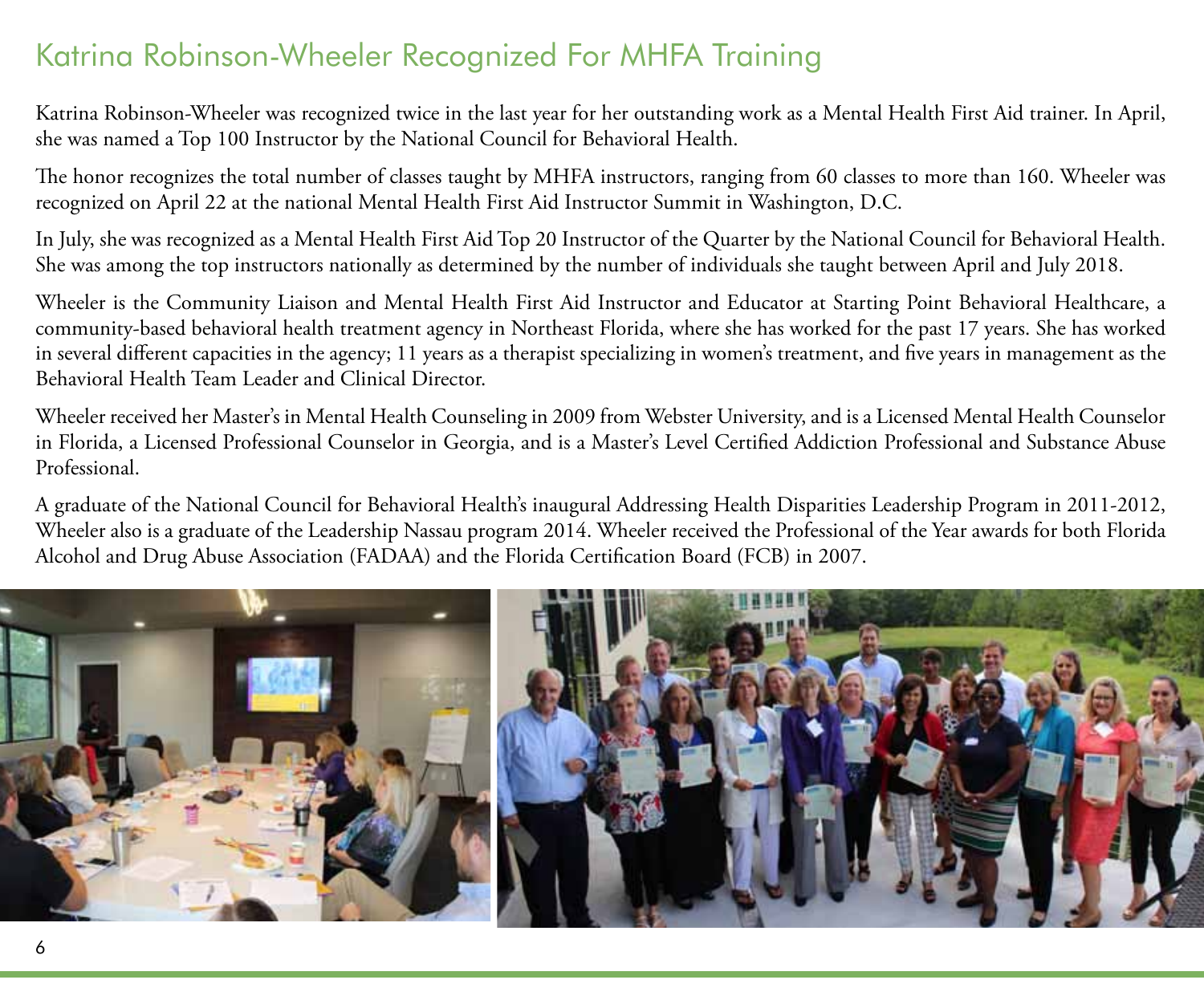# Katrina Robinson-Wheeler Recognized For MHFA Training

Katrina Robinson-Wheeler was recognized twice in the last year for her outstanding work as a Mental Health First Aid trainer. In April, she was named a Top 100 Instructor by the National Council for Behavioral Health.

The honor recognizes the total number of classes taught by MHFA instructors, ranging from 60 classes to more than 160. Wheeler was recognized on April 22 at the national Mental Health First Aid Instructor Summit in Washington, D.C.

In July, she was recognized as a Mental Health First Aid Top 20 Instructor of the Quarter by the National Council for Behavioral Health. She was among the top instructors nationally as determined by the number of individuals she taught between April and July 2018.

Wheeler is the Community Liaison and Mental Health First Aid Instructor and Educator at Starting Point Behavioral Healthcare, a community-based behavioral health treatment agency in Northeast Florida, where she has worked for the past 17 years. She has worked in several different capacities in the agency; 11 years as a therapist specializing in women's treatment, and five years in management as the Behavioral Health Team Leader and Clinical Director.

Wheeler received her Master's in Mental Health Counseling in 2009 from Webster University, and is a Licensed Mental Health Counselor in Florida, a Licensed Professional Counselor in Georgia, and is a Master's Level Certified Addiction Professional and Substance Abuse Professional.

A graduate of the National Council for Behavioral Health's inaugural Addressing Health Disparities Leadership Program in 2011-2012, Wheeler also is a graduate of the Leadership Nassau program 2014. Wheeler received the Professional of the Year awards for both Florida Alcohol and Drug Abuse Association (FADAA) and the Florida Certification Board (FCB) in 2007.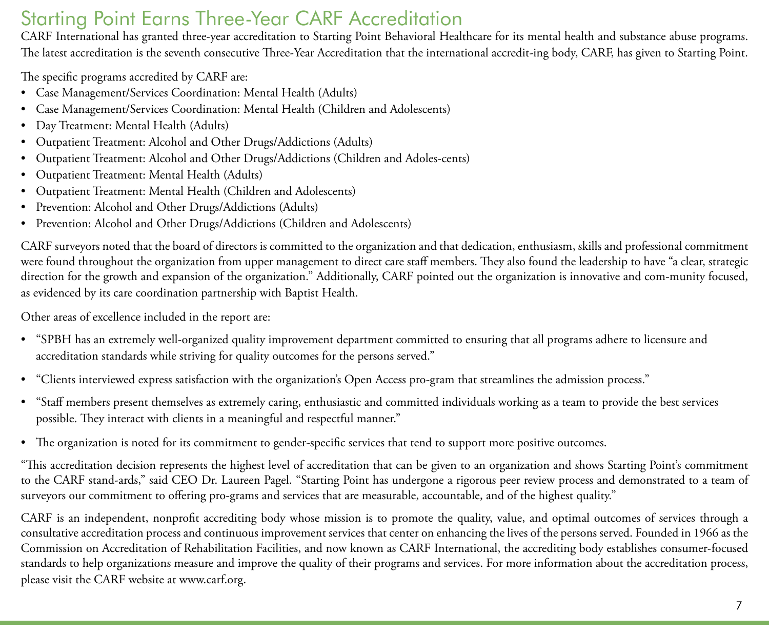# Starting Point Earns Three-Year CARF Accreditation

CARF International has granted three-year accreditation to Starting Point Behavioral Healthcare for its mental health and substance abuse programs. The latest accreditation is the seventh consecutive Three-Year Accreditation that the international accredit-ing body, CARF, has given to Starting Point.

The specific programs accredited by CARF are:

- Case Management/Services Coordination: Mental Health (Adults)
- Case Management/Services Coordination: Mental Health (Children and Adolescents)
- Day Treatment: Mental Health (Adults)
- Outpatient Treatment: Alcohol and Other Drugs/Addictions (Adults)
- Outpatient Treatment: Alcohol and Other Drugs/Addictions (Children and Adoles-cents)
- Outpatient Treatment: Mental Health (Adults)
- Outpatient Treatment: Mental Health (Children and Adolescents)
- Prevention: Alcohol and Other Drugs/Addictions (Adults)
- Prevention: Alcohol and Other Drugs/Addictions (Children and Adolescents)

CARF surveyors noted that the board of directors is committed to the organization and that dedication, enthusiasm, skills and professional commitment were found throughout the organization from upper management to direct care staff members. They also found the leadership to have "a clear, strategic direction for the growth and expansion of the organization." Additionally, CARF pointed out the organization is innovative and com-munity focused, as evidenced by its care coordination partnership with Baptist Health.

Other areas of excellence included in the report are:

- "SPBH has an extremely well-organized quality improvement department committed to ensuring that all programs adhere to licensure and accreditation standards while striving for quality outcomes for the persons served."
- "Clients interviewed express satisfaction with the organization's Open Access pro-gram that streamlines the admission process."
- "Staff members present themselves as extremely caring, enthusiastic and committed individuals working as a team to provide the best services possible. They interact with clients in a meaningful and respectful manner."
- The organization is noted for its commitment to gender-specific services that tend to support more positive outcomes.

"This accreditation decision represents the highest level of accreditation that can be given to an organization and shows Starting Point's commitment to the CARF stand-ards," said CEO Dr. Laureen Pagel. "Starting Point has undergone a rigorous peer review process and demonstrated to a team of surveyors our commitment to offering pro-grams and services that are measurable, accountable, and of the highest quality."

CARF is an independent, nonprofit accrediting body whose mission is to promote the quality, value, and optimal outcomes of services through a consultative accreditation process and continuous improvement services that center on enhancing the lives of the persons served. Founded in 1966 as the Commission on Accreditation of Rehabilitation Facilities, and now known as CARF International, the accrediting body establishes consumer-focused standards to help organizations measure and improve the quality of their programs and services. For more information about the accreditation process, please visit the CARF website at www.carf.org.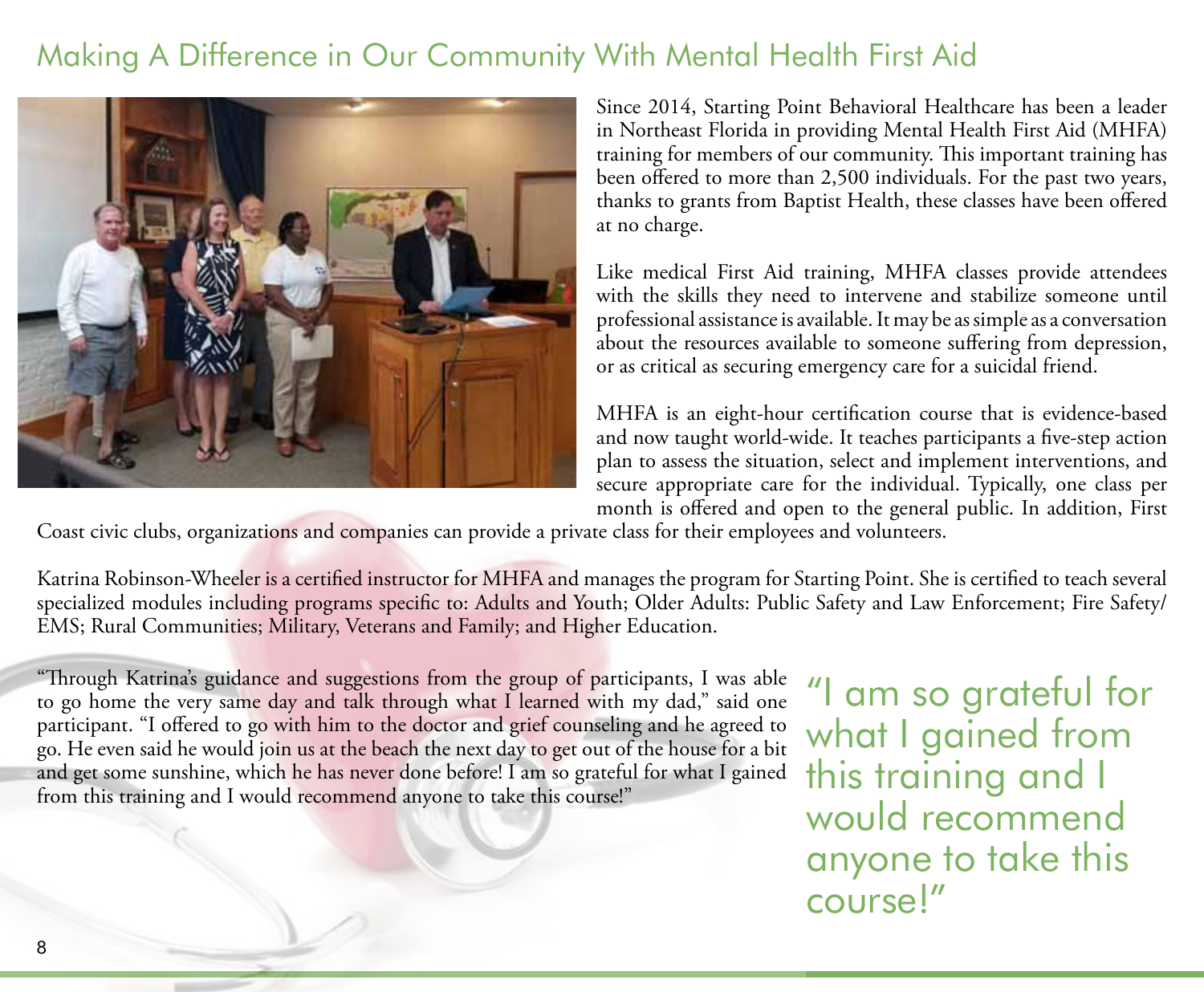# Making A Difference in Our Community With Mental Health First Aid

Since 2014, Starting Point Behavioral Healthcare has been a leader in Northeast Florida in providing Mental Health First Aid (MHFA) training for members of our community. This important training has been offered to more than 2,500 individuals. For the past two years, thanks to grants from Baptist Health, these classes have been offered at no charge.

Like medical First Aid training, MHFA classes provide attendees with the skills they need to intervene and stabilize someone until professional assistance is available. It may be as simple as a conversation about the resources available to someone suffering from depression, or as critical as securing emergency care for a suicidal friend.

MHFA is an eight-hour certification course that is evidence-based and now taught world-wide. It teaches participants a five-step action plan to assess the situation, select and implement interventions, and secure appropriate care for the individual. Typically, one class per month is offered and open to the general public. In addition, First Coast civic clubs, organizations and companies can provide a private class for their employees and volunteers.

Katrina Robinson-Wheeler is a certified instructor for MHFA and manages the program for Starting Point. She is certified to teach several specialized modules including programs specific to: Adults and Youth; Older Adults: Public Safety and Law Enforcement; Fire Safety/EMS; Rural Communities; Military, Veterans and Family; and Higher Education.

"Through Katrina's guidance and suggestions from the group of participants, I was able to go home the very same day and talk through what I learned with my dad," said one participant. "I offered to go with him to the doctor and grief counseling and he agreed to go. He even said he would join us at the beach the next day to get out of the house for a bit and get some sunshine, which he has never done before! I am so grateful for what I gained from this training and I would recommend anyone to take this course!"

> "I am so grateful for what I gained from this training and I would recommend anyone to take this course!"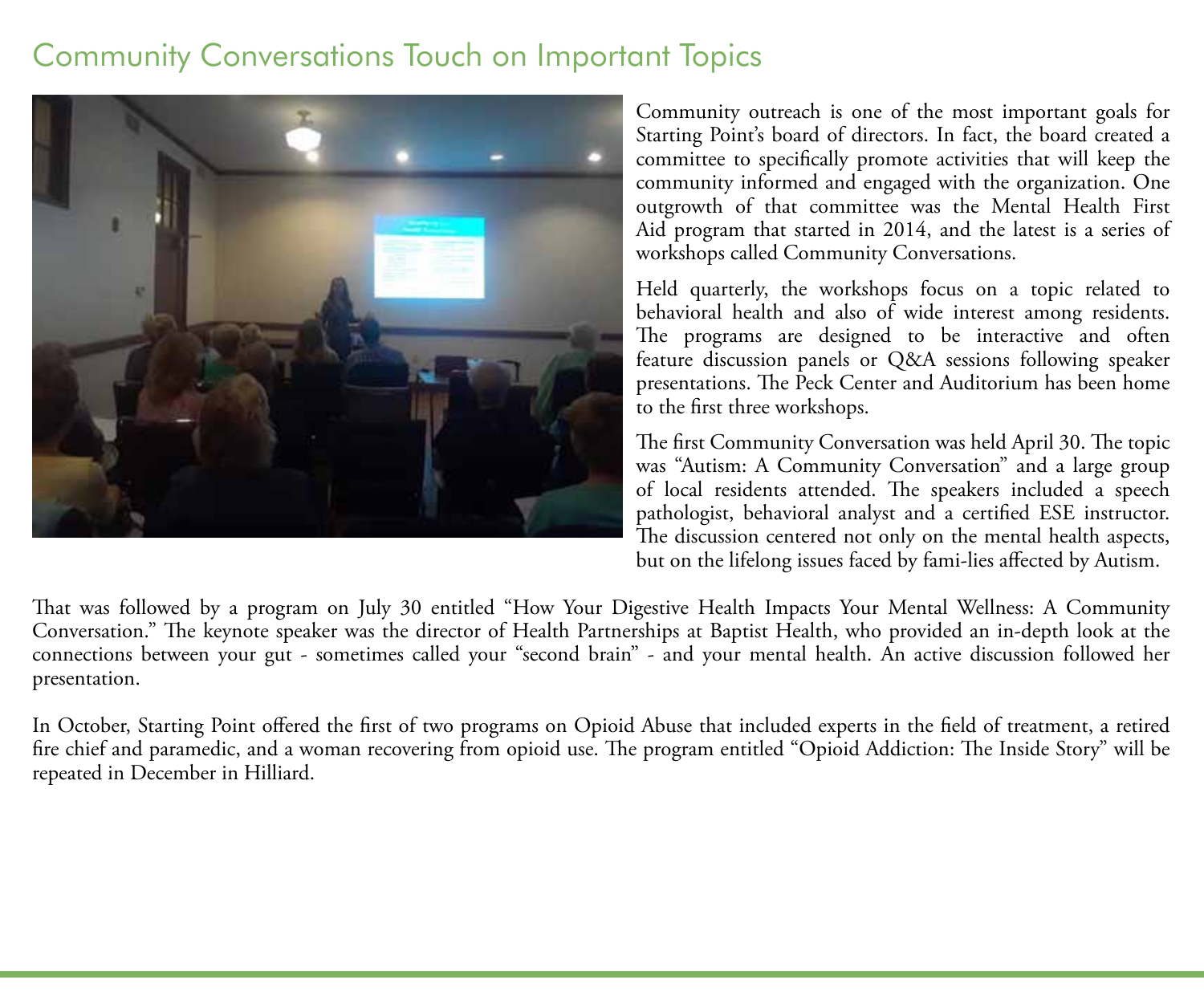## Community Conversations Touch on Important Topics

Community outreach is one of the most important goals for Starting Point's board of directors. In fact, the board created a committee to specifically promote activities that will keep the community informed and engaged with the organization. One outgrowth of that committee was the Mental Health First Aid program that started in 2014, and the latest is a series of workshops called Community Conversations.

Held quarterly, the workshops focus on a topic related to behavioral health and also of wide interest among residents. The programs are designed to be interactive and often feature discussion panels or Q&A sessions following speaker presentations. The Peck Center and Auditorium has been home to the first three workshops.

The first Community Conversation was held April 30. The topic was "Autism: A Community Conversation" and a large group of local residents attended. The speakers included a speech pathologist, behavioral analyst and a certified ESE instructor. The discussion centered not only on the mental health aspects, but on the lifelong issues faced by fami-lies affected by Autism.

That was followed by a program on July 30 entitled "How Your Digestive Health Impacts Your Mental Wellness: A Community Conversation." The keynote speaker was the director of Health Partnerships at Baptist Health, who provided an in-depth look at the connections between your gut - sometimes called your "second brain" - and your mental health. An active discussion followed her presentation.

In October, Starting Point offered the first of two programs on Opioid Abuse that included experts in the field of treatment, a retired fire chief and paramedic, and a woman recovering from opioid use. The program entitled "Opioid Addiction: The Inside Story" will be repeated in December in Hilliard.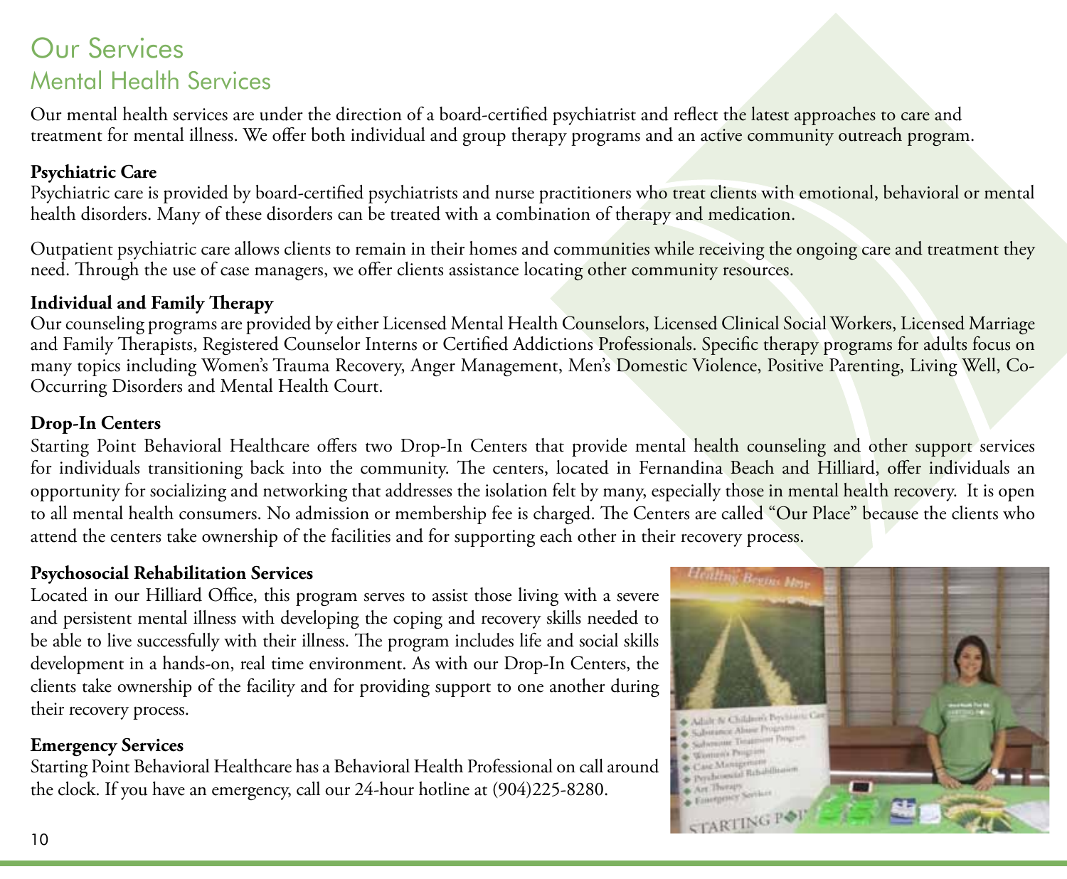# Our Services

## Mental Health Services

Our mental health services are under the direction of a board-certified psychiatrist and reflect the latest approaches to care and treatment for mental illness. We offer both individual and group therapy programs and an active community outreach program.

**Psychiatric Care**

Psychiatric care is provided by board-certified psychiatrists and nurse practitioners who treat clients with emotional, behavioral or mental health disorders. Many of these disorders can be treated with a combination of therapy and medication.

Outpatient psychiatric care allows clients to remain in their homes and communities while receiving the ongoing care and treatment they need. Through the use of case managers, we offer clients assistance locating other community resources.

**Individual and Family Therapy**

Our counseling programs are provided by either Licensed Mental Health Counselors, Licensed Clinical Social Workers, Licensed Marriage and Family Therapists, Registered Counselor Interns or Certified Addictions Professionals. Specific therapy programs for adults focus on many topics including Women's Trauma Recovery, Anger Management, Men's Domestic Violence, Positive Parenting, Living Well, Co-Occurring Disorders and Mental Health Court.

**Drop-In Centers**

Starting Point Behavioral Healthcare offers two Drop-In Centers that provide mental health counseling and other support services for individuals transitioning back into the community. The centers, located in Fernandina Beach and Hilliard, offer individuals an opportunity for socializing and networking that addresses the isolation felt by many, especially those in mental health recovery. It is open to all mental health consumers. No admission or membership fee is charged. The Centers are called "Our Place" because the clients who attend the centers take ownership of the facilities and for supporting each other in their recovery process.

**Psychosocial Rehabilitation Services**

Located in our Hilliard Office, this program serves to assist those living with a severe and persistent mental illness with developing the coping and recovery skills needed to be able to live successfully with their illness. The program includes life and social skills development in a hands-on, real time environment. As with our Drop-In Centers, the clients take ownership of the facility and for providing support to one another during their recovery process.

**Emergency Services**

Starting Point Behavioral Healthcare has a Behavioral Health Professional on call around the clock. If you have an emergency, call our 24-hour hotline at (904)225-8280.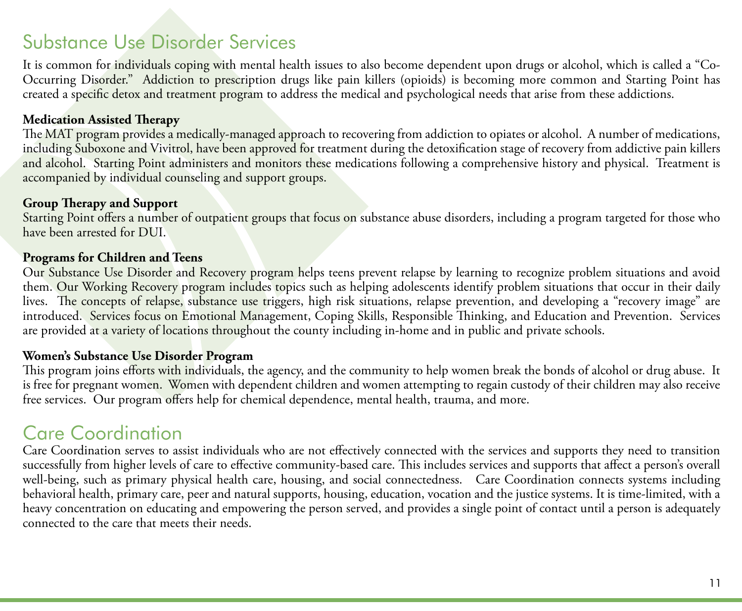## Substance Use Disorder Services

It is common for individuals coping with mental health issues to also become dependent upon drugs or alcohol, which is called a "Co-Occurring Disorder." Addiction to prescription drugs like pain killers (opioids) is becoming more common and Starting Point has created a specific detox and treatment program to address the medical and psychological needs that arise from these addictions.

**Medication Assisted Therapy**

The MAT program provides a medically-managed approach to recovering from addiction to opiates or alcohol. A number of medications, including Suboxone and Vivitrol, have been approved for treatment during the detoxification stage of recovery from addictive pain killers and alcohol. Starting Point administers and monitors these medications following a comprehensive history and physical. Treatment is accompanied by individual counseling and support groups.

**Group Therapy and Support**

Starting Point offers a number of outpatient groups that focus on substance abuse disorders, including a program targeted for those who have been arrested for DUI.

**Programs for Children and Teens**

Our Substance Use Disorder and Recovery program helps teens prevent relapse by learning to recognize problem situations and avoid them. Our Working Recovery program includes topics such as helping adolescents identify problem situations that occur in their daily lives. The concepts of relapse, substance use triggers, high risk situations, relapse prevention, and developing a "recovery image" are introduced. Services focus on Emotional Management, Coping Skills, Responsible Thinking, and Education and Prevention. Services are provided at a variety of locations throughout the county including in-home and in public and private schools.

**Women's Substance Use Disorder Program**

This program joins efforts with individuals, the agency, and the community to help women break the bonds of alcohol or drug abuse. It is free for pregnant women. Women with dependent children and women attempting to regain custody of their children may also receive free services. Our program offers help for chemical dependence, mental health, trauma, and more.

## Care Coordination

Care Coordination serves to assist individuals who are not effectively connected with the services and supports they need to transition successfully from higher levels of care to effective community-based care. This includes services and supports that affect a person's overall well-being, such as primary physical health care, housing, and social connectedness. Care Coordination connects systems including behavioral health, primary care, peer and natural supports, housing, education, vocation and the justice systems. It is time-limited, with a heavy concentration on educating and empowering the person served, and provides a single point of contact until a person is adequately connected to the care that meets their needs.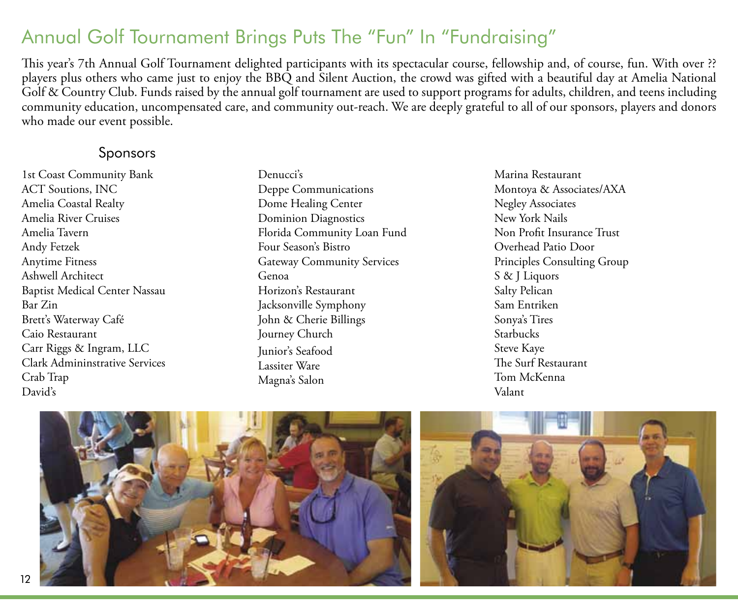# Annual Golf Tournament Brings Puts The "Fun" In "Fundraising"

This year's 7th Annual Golf Tournament delighted participants with its spectacular course, fellowship and, of course, fun. With over ?? players plus others who came just to enjoy the BBQ and Silent Auction, the crowd was gifted with a beautiful day at Amelia National Golf & Country Club. Funds raised by the annual golf tournament are used to support programs for adults, children, and teens including community education, uncompensated care, and community out-reach. We are deeply grateful to all of our sponsors, players and donors who made our event possible.

## Sponsors

1st Coast Community Bank
ACT Soutions, INC
Amelia Coastal Realty
Amelia River Cruises
Amelia Tavern
Andy Fetzek
Anytime Fitness
Ashwell Architect
Baptist Medical Center Nassau
Bar Zin
Brett's Waterway Café
Caio Restaurant
Carr Riggs & Ingram, LLC
Clark Admininstrative Services
Crab Trap
David's
Denucci's
Deppe Communications
Dome Healing Center
Dominion Diagnostics
Florida Community Loan Fund
Four Season's Bistro
Gateway Community Services
Genoa
Horizon's Restaurant
Jacksonville Symphony
John & Cherie Billings
Journey Church
Junior's Seafood
Lassiter Ware
Magna's Salon
Marina Restaurant
Montoya & Associates/AXA
Negley Associates
New York Nails
Non Profit Insurance Trust
Overhead Patio Door
Principles Consulting Group
S & J Liquors
Salty Pelican
Sam Entriken
Sonya's Tires
Starbucks
Steve Kaye
The Surf Restaurant
Tom McKenna
Valant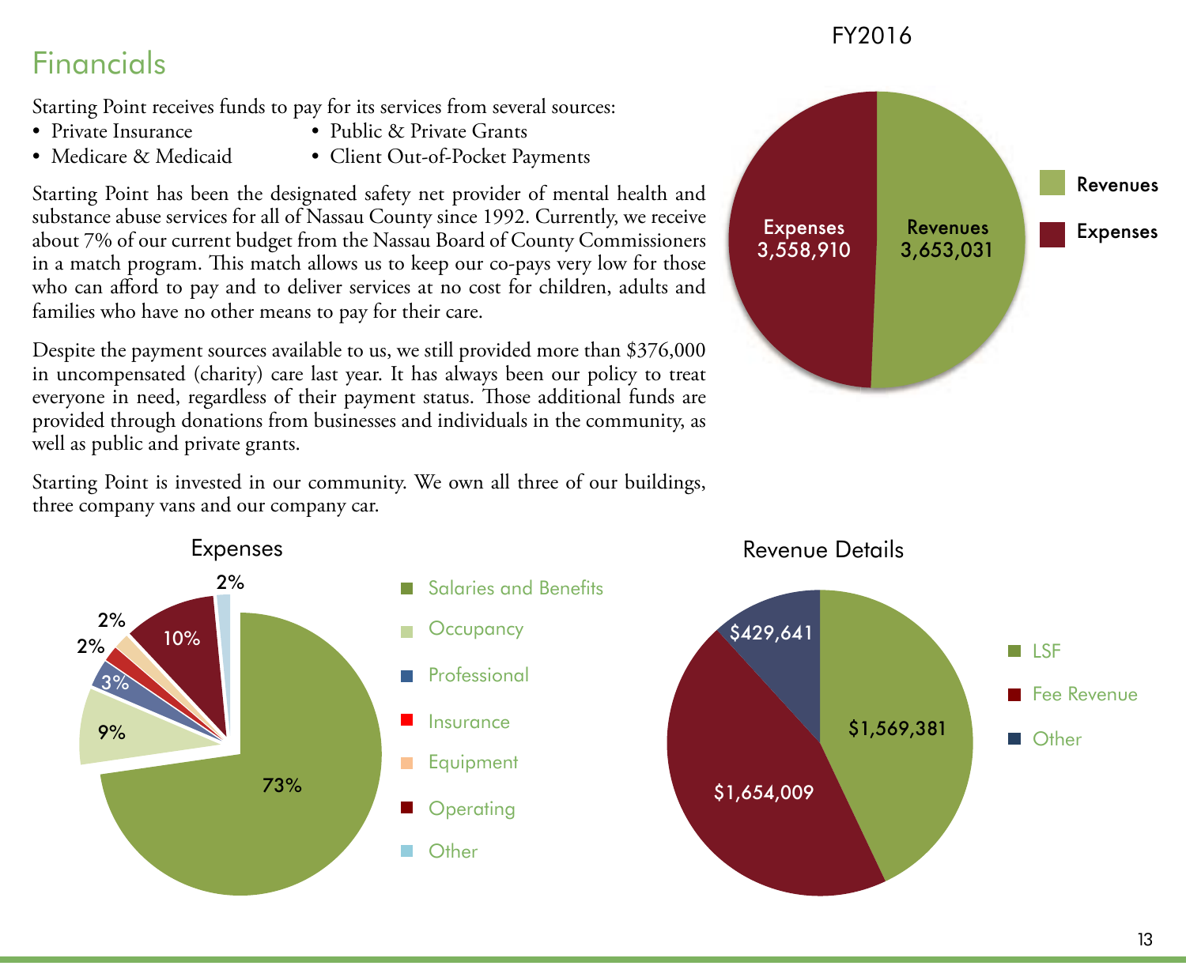# Financials

Starting Point receives funds to pay for its services from several sources:

- Private Insurance
- Medicare & Medicaid
- Public & Private Grants
- Client Out-of-Pocket Payments

Starting Point has been the designated safety net provider of mental health and substance abuse services for all of Nassau County since 1992. Currently, we receive about 7% of our current budget from the Nassau Board of County Commissioners in a match program. This match allows us to keep our co-pays very low for those who can afford to pay and to deliver services at no cost for children, adults and families who have no other means to pay for their care.

Despite the payment sources available to us, we still provided more than $376,000 in uncompensated (charity) care last year. It has always been our policy to treat everyone in need, regardless of their payment status. Those additional funds are provided through donations from businesses and individuals in the community, as well as public and private grants.

Starting Point is invested in our community. We own all three of our buildings, three company vans and our company car.

## FY2016

| | Amount |
|---|---|
| Revenues | 3,653,031 |
| Expenses | 3,558,910 |

## Expenses

| Category | Percentage |
|---|---|
| Salaries and Benefits | 73% |
| Occupancy | 9% |
| Professional | 3% |
| Insurance | 2% |
| Equipment | 2% |
| Operating | 10% |
| Other | 2% |

## Revenue Details

| Source | Amount |
|---|---|
| LSF | $1,569,381 |
| Fee Revenue | $1,654,009 |
| Other | $429,641 |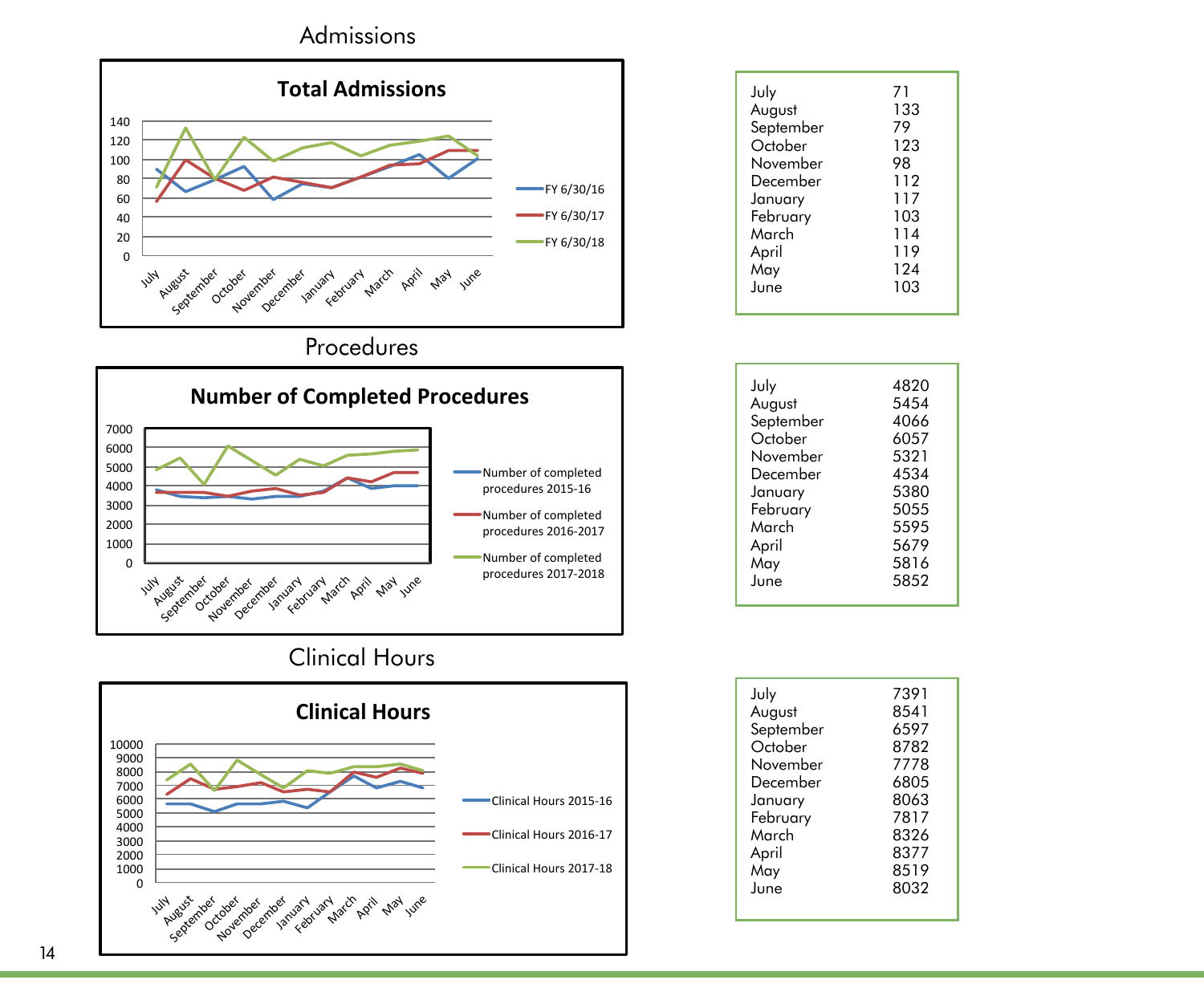## Admissions

**Total Admissions**

Legend: FY 6/30/16, FY 6/30/17, FY 6/30/18

| Month | Admissions |
|---|---|
| July | 71 |
| August | 133 |
| September | 79 |
| October | 123 |
| November | 98 |
| December | 112 |
| January | 117 |
| February | 103 |
| March | 114 |
| April | 119 |
| May | 124 |
| June | 103 |

## Procedures

**Number of Completed Procedures**

Legend: Number of completed procedures 2015-16, Number of completed procedures 2016-2017, Number of completed procedures 2017-2018

| Month | Procedures |
|---|---|
| July | 4820 |
| August | 5454 |
| September | 4066 |
| October | 6057 |
| November | 5321 |
| December | 4534 |
| January | 5380 |
| February | 5055 |
| March | 5595 |
| April | 5679 |
| May | 5816 |
| June | 5852 |

## Clinical Hours

**Clinical Hours**

Legend: Clinical Hours 2015-16, Clinical Hours 2016-17, Clinical Hours 2017-18

| Month | Clinical Hours |
|---|---|
| July | 7391 |
| August | 8541 |
| September | 6597 |
| October | 8782 |
| November | 7778 |
| December | 6805 |
| January | 8063 |
| February | 7817 |
| March | 8326 |
| April | 8377 |
| May | 8519 |
| June | 8032 |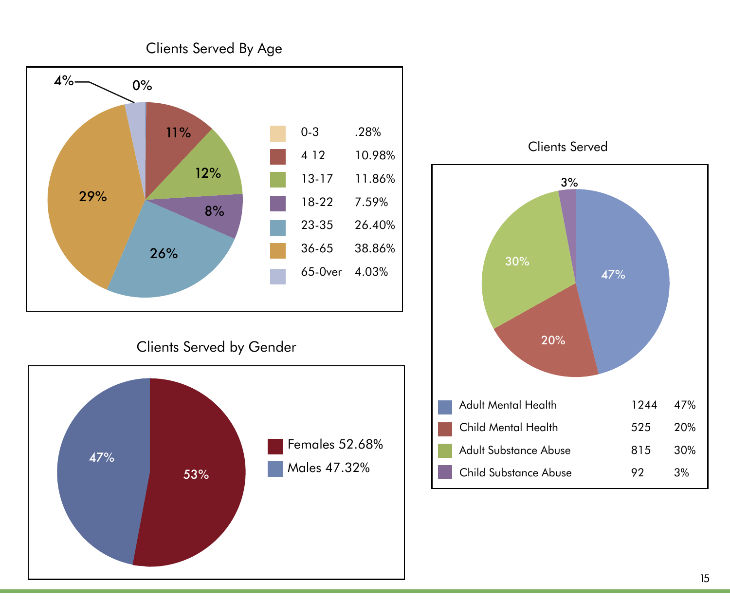## Clients Served By Age

| Age | Percent |
|---|---|
| 0-3 | .28% |
| 4 12 | 10.98% |
| 13-17 | 11.86% |
| 18-22 | 7.59% |
| 23-35 | 26.40% |
| 36-65 | 38.86% |
| 65-0ver | 4.03% |

## Clients Served by Gender

| Gender | Percent |
|---|---|
| Females | 52.68% |
| Males | 47.32% |

## Clients Served

| Category | Clients | Percent |
|---|---|---|
| Adult Mental Health | 1244 | 47% |
| Child Mental Health | 525 | 20% |
| Adult Substance Abuse | 815 | 30% |
| Child Substance Abuse | 92 | 3% |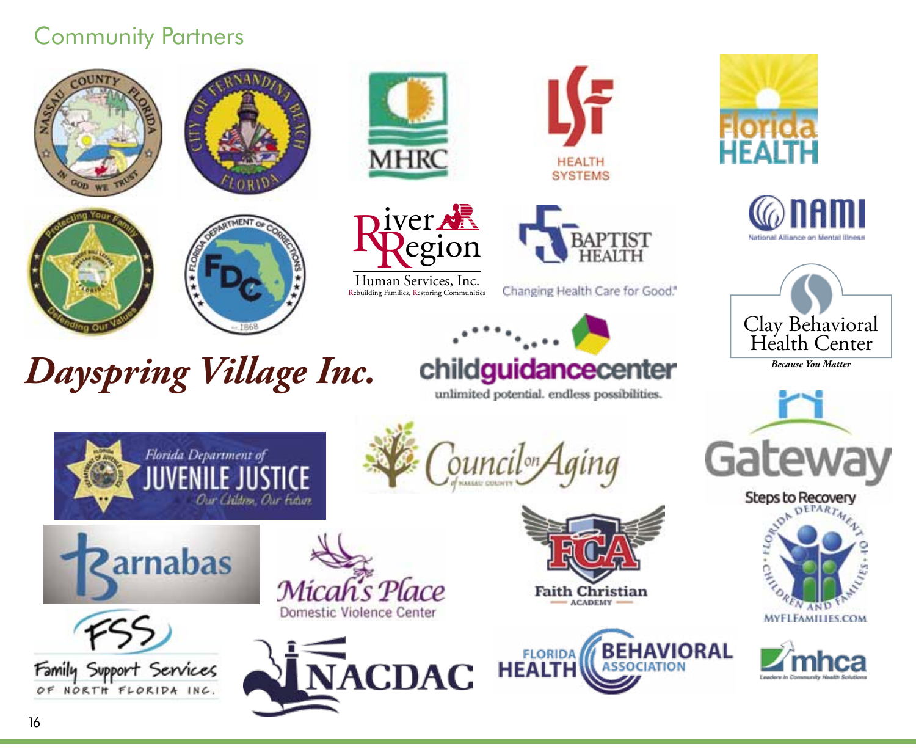## Community Partners

Dayspring Village Inc.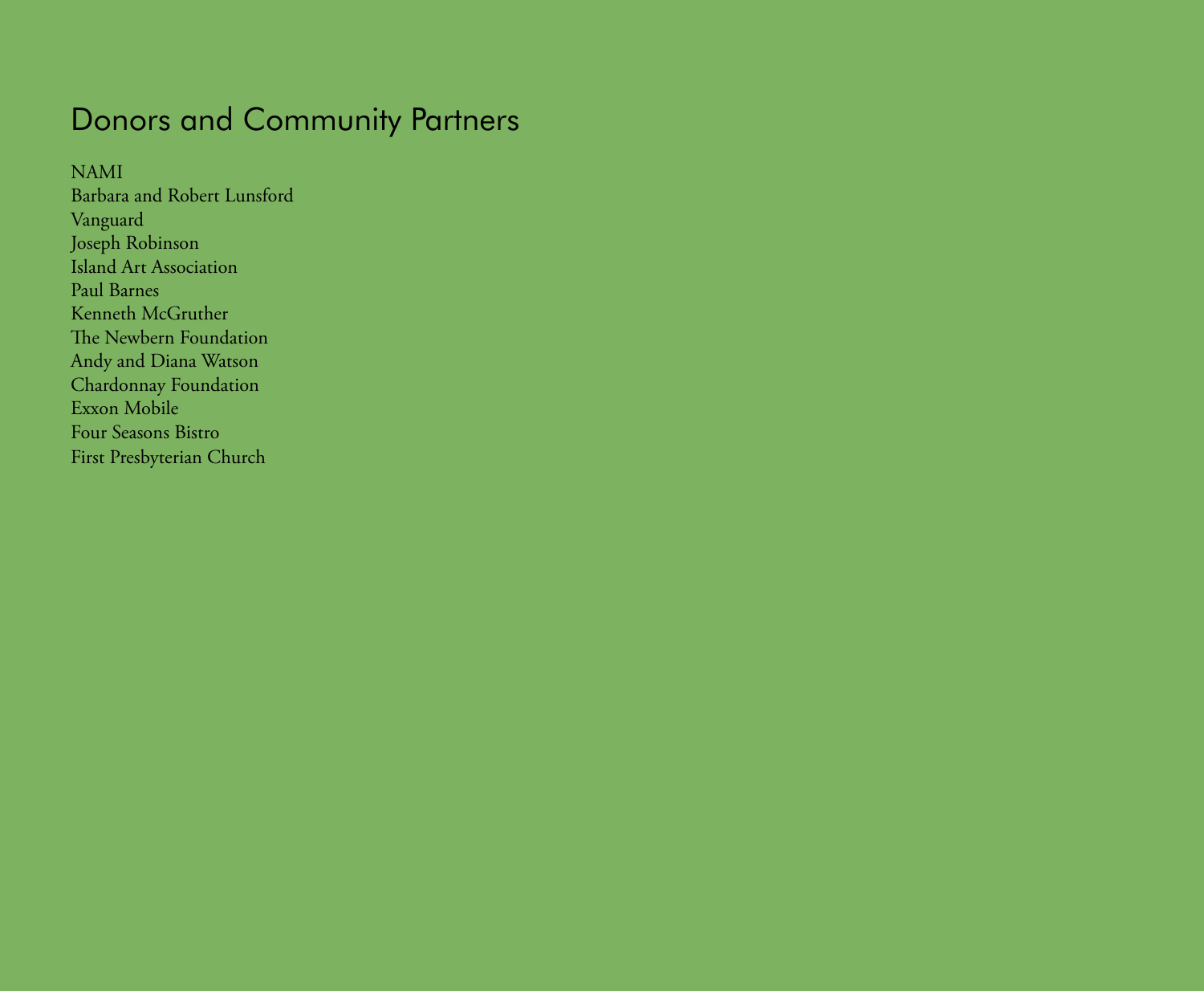# Donors and Community Partners

NAMI
Barbara and Robert Lunsford
Vanguard
Joseph Robinson
Island Art Association
Paul Barnes
Kenneth McGruther
The Newbern Foundation
Andy and Diana Watson
Chardonnay Foundation
Exxon Mobile
Four Seasons Bistro
First Presbyterian Church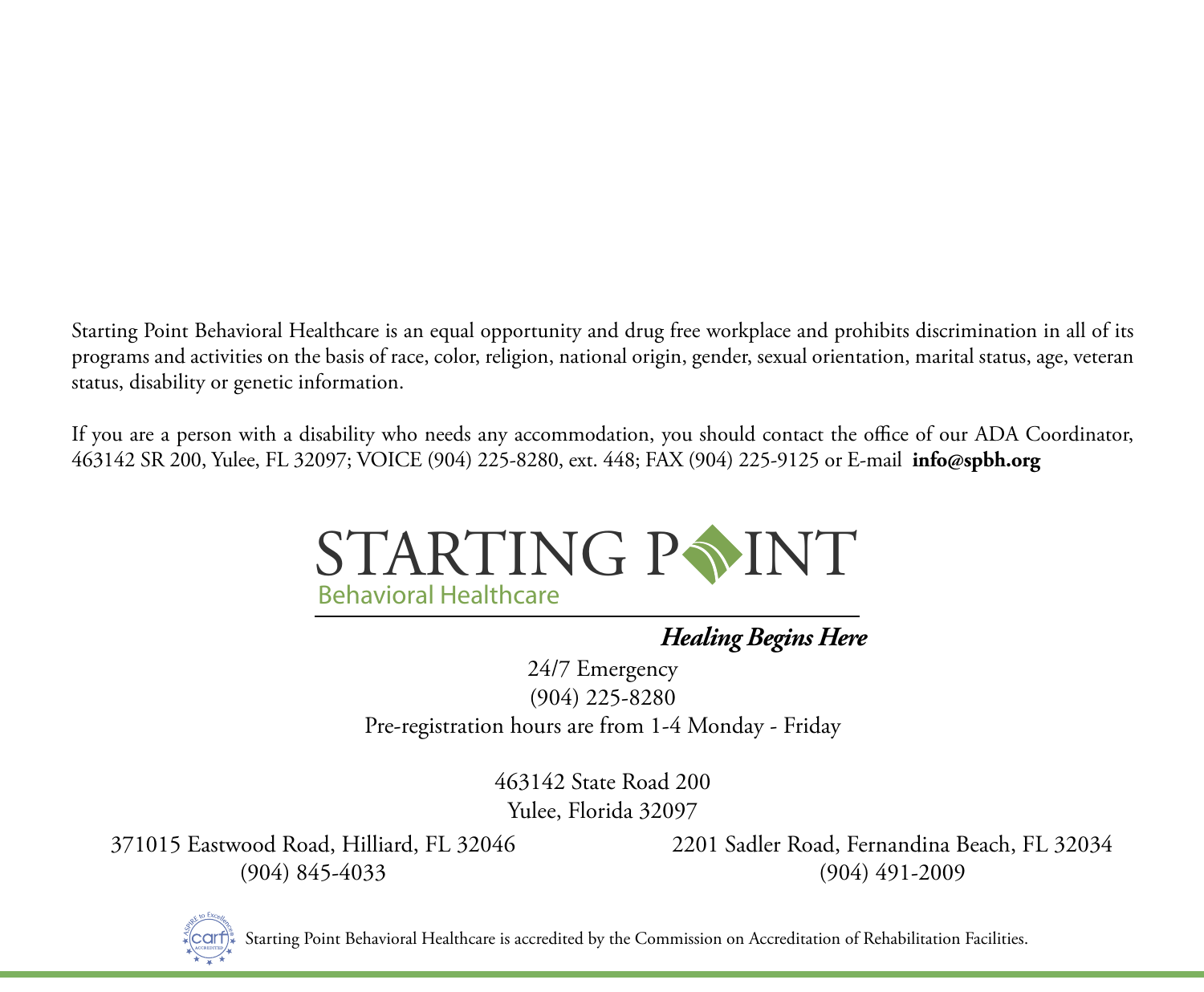Starting Point Behavioral Healthcare is an equal opportunity and drug free workplace and prohibits discrimination in all of its programs and activities on the basis of race, color, religion, national origin, gender, sexual orientation, marital status, age, veteran status, disability or genetic information.

If you are a person with a disability who needs any accommodation, you should contact the office of our ADA Coordinator, 463142 SR 200, Yulee, FL 32097; VOICE (904) 225-8280, ext. 448; FAX (904) 225-9125 or E-mail **info@spbh.org**

STARTING POINT
Behavioral Healthcare

***Healing Begins Here***

24/7 Emergency
(904) 225-8280
Pre-registration hours are from 1-4 Monday - Friday

463142 State Road 200
Yulee, Florida 32097

371015 Eastwood Road, Hilliard, FL 32046
(904) 845-4033

2201 Sadler Road, Fernandina Beach, FL 32034
(904) 491-2009

Starting Point Behavioral Healthcare is accredited by the Commission on Accreditation of Rehabilitation Facilities.